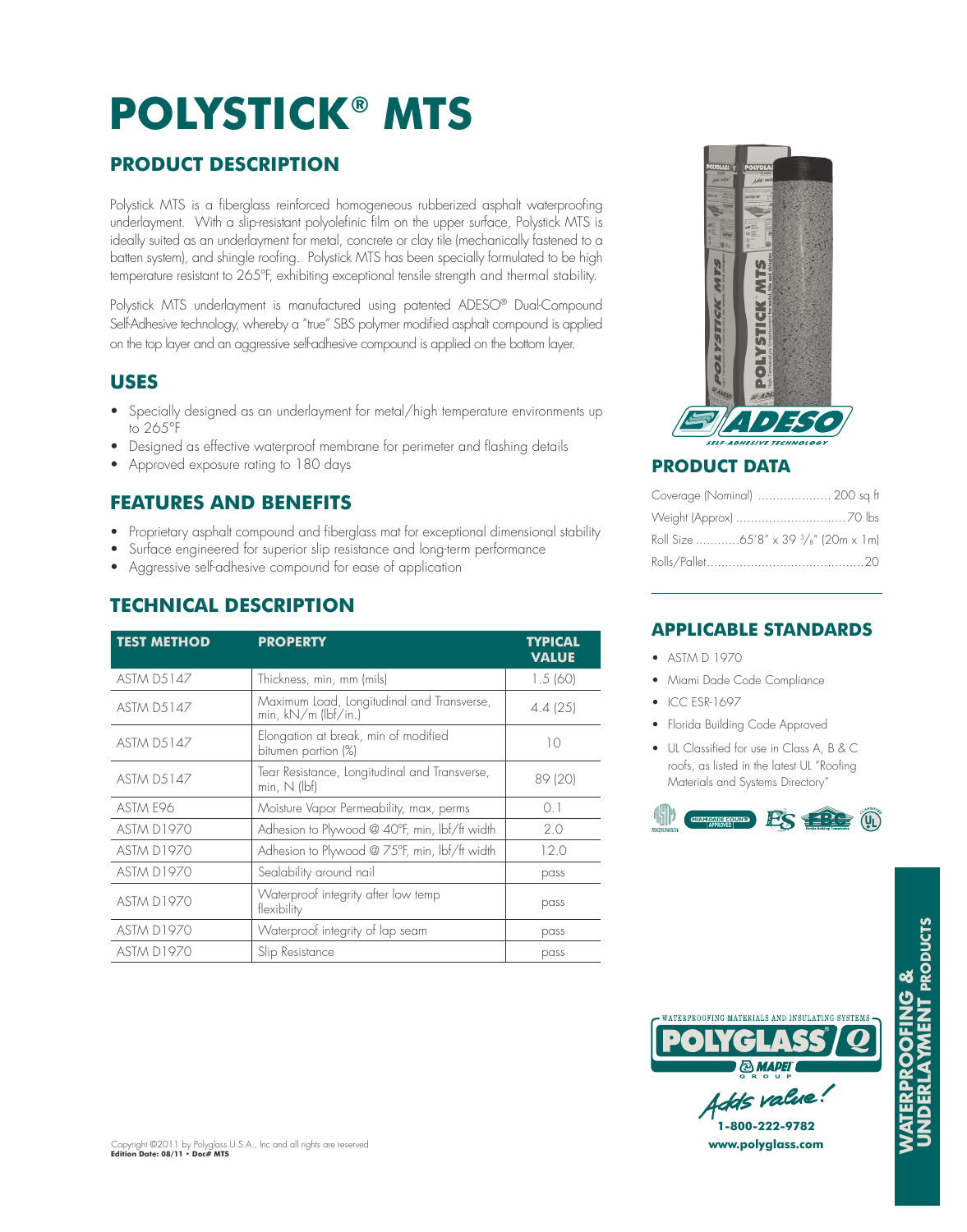# POLYSTICK® MTS

## PRODUCT DESCRIPTION

Polystick MTS is a fiberglass reinforced homogeneous rubberized asphalt waterproofing underlayment. With a slip-resistant polyolefinic film on the upper surface, Polystick MTS is ideally suited as an underlayment for metal, concrete or clay tile (mechanically fastened to a batten system), and shingle roofing. Polystick MTS has been specially formulated to be high temperature resistant to 265°F, exhibiting exceptional tensile strength and thermal stability.

Polystick MTS underlayment is manufactured using patented ADESO® Dual-Compound Self-Adhesive technology, whereby a "true" SBS polymer modified asphalt compound is applied on the top layer and an aggressive self-adhesive compound is applied on the bottom layer.

## USES

- Specially designed as an underlayment for metal/high temperature environments up to 265°F
- Designed as effective waterproof membrane for perimeter and flashing details
- Approved exposure rating to 180 days

## FEATURES AND BENEFITS

- Proprietary asphalt compound and fiberglass mat for exceptional dimensional stability
- Surface engineered for superior slip resistance and long-term performance
- Aggressive self-adhesive compound for ease of application

## TECHNICAL DESCRIPTION

| TEST METHOD | PROPERTY | TYPICAL VALUE |
|---|---|---|
| ASTM D5147 | Thickness, min, mm (mils) | 1.5 (60) |
| ASTM D5147 | Maximum Load, Longitudinal and Transverse, min, kN/m (lbf/in.) | 4.4 (25) |
| ASTM D5147 | Elongation at break, min of modified bitumen portion (%) | 10 |
| ASTM D5147 | Tear Resistance, Longitudinal and Transverse, min, N (lbf) | 89 (20) |
| ASTM E96 | Moisture Vapor Permeability, max, perms | 0.1 |
| ASTM D1970 | Adhesion to Plywood @ 40°F, min, lbf/ft width | 2.0 |
| ASTM D1970 | Adhesion to Plywood @ 75°F, min, lbf/ft width | 12.0 |
| ASTM D1970 | Sealability around nail | pass |
| ASTM D1970 | Waterproof integrity after low temp flexibility | pass |
| ASTM D1970 | Waterproof integrity of lap seam | pass |
| ASTM D1970 | Slip Resistance | pass |

ADESO SELF-ADHESIVE TECHNOLOGY

## PRODUCT DATA

Coverage (Nominal) .................... 200 sq ft

Weight (Approx) .............................. 70 lbs

Roll Size ............65'8" x 39 $^{3}/_{8}$" (20m x 1m)

Rolls/Pallet........................................... 20

## APPLICABLE STANDARDS

- ASTM D 1970
- Miami Dade Code Compliance
- ICC ESR-1697
- Florida Building Code Approved
- UL Classified for use in Class A, B & C roofs, as listed in the latest UL "Roofing Materials and Systems Directory"

WATERPROOFING MATERIALS AND INSULATING SYSTEMS

POLYGLASS MAPEI GROUP

Adds value!

1-800-222-9782

www.polyglass.com

WATERPROOFING & UNDERLAYMENT PRODUCTS

Copyright ©2011 by Polyglass U.S.A., Inc and all rights are reserved

**Edition Date: 08/11 • Doc# MTS**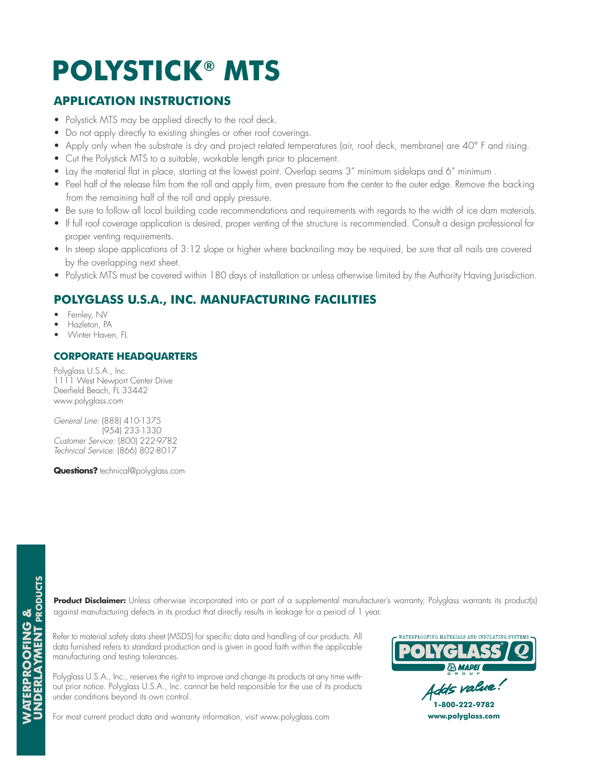# POLYSTICK® MTS

## APPLICATION INSTRUCTIONS

- Polystick MTS may be applied directly to the roof deck.
- Do not apply directly to existing shingles or other roof coverings.
- Apply only when the substrate is dry and project related temperatures (air, roof deck, membrane) are 40° F and rising.
- Cut the Polystick MTS to a suitable, workable length prior to placement.
- Lay the material flat in place, starting at the lowest point. Overlap seams 3" minimum sidelaps and 6" minimum .
- Peel half of the release film from the roll and apply firm, even pressure from the center to the outer edge. Remove the backing from the remaining half of the roll and apply pressure.
- Be sure to follow all local building code recommendations and requirements with regards to the width of ice dam materials.
- If full roof coverage application is desired, proper venting of the structure is recommended. Consult a design professional for proper venting requirements.
- In steep slope applications of 3:12 slope or higher where backnailing may be required, be sure that all nails are covered by the overlapping next sheet.
- Polystick MTS must be covered within 180 days of installation or unless otherwise limited by the Authority Having Jurisdiction.

## POLYGLASS U.S.A., INC. MANUFACTURING FACILITIES

- Fernley, NV
- Hazleton, PA
- Winter Haven, FL

### CORPORATE HEADQUARTERS

Polyglass U.S.A., Inc.
1111 West Newport Center Drive
Deerfield Beach, FL 33442
www.polyglass.com

*General Line*: (888) 410-1375
(954) 233-1330
*Customer Service*: (800) 222-9782
*Technical Service*: (866) 802-8017

**Questions?** technical@polyglass.com

WATERPROOFING & UNDERLAYMENT PRODUCTS

**Product Disclaimer:** Unless otherwise incorporated into or part of a supplemental manufacturer's warranty, Polyglass warrants its product(s) against manufacturing defects in its product that directly results in leakage for a period of 1 year.

Refer to material safety data sheet (MSDS) for specific data and handling of our products. All data furnished refers to standard production and is given in good faith within the applicable manufacturing and testing tolerances.

Polyglass U.S.A., Inc., reserves the right to improve and change its products at any time without prior notice. Polyglass U.S.A., Inc. cannot be held responsible for the use of its products under conditions beyond its own control.

For most current product data and warranty information, visit www.polyglass.com

WATERPROOFING MATERIALS AND INSULATING SYSTEMS
POLYGLASS® Q
MAPEI GROUP
Adds value!
1-800-222-9782
www.polyglass.com